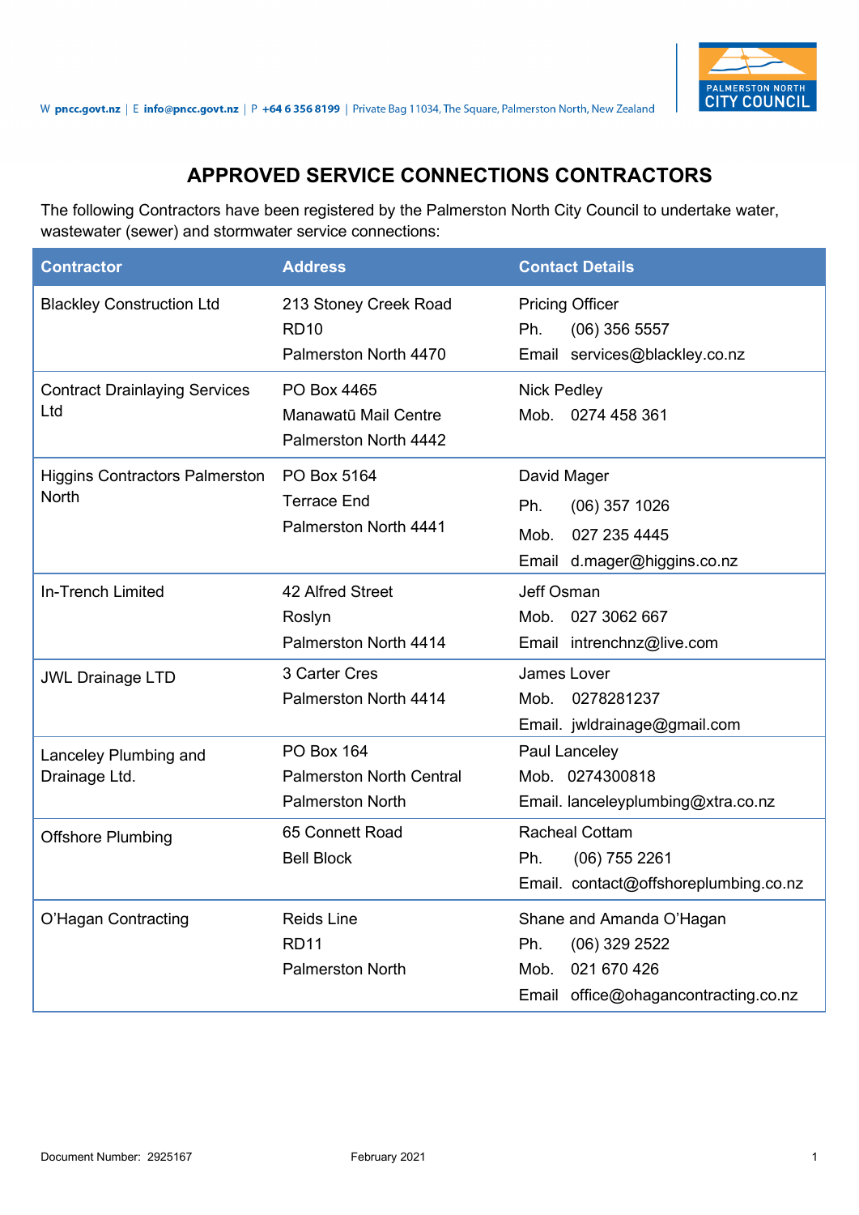# APPROVED SERVICE CONNECTIONS CONTRACTORS

The following Contractors have been registered by the Palmerston North City Council to undertake water, wastewater (sewer) and stormwater service connections:

| Contractor | Address | Contact Details |
|---|---|---|
| Blackley Construction Ltd | 213 Stoney Creek Road<br>RD10<br>Palmerston North 4470 | Pricing Officer<br>Ph. (06) 356 5557<br>Email services@blackley.co.nz |
| Contract Drainlaying Services Ltd | PO Box 4465<br>Manawatū Mail Centre<br>Palmerston North 4442 | Nick Pedley<br>Mob. 0274 458 361 |
| Higgins Contractors Palmerston North | PO Box 5164<br>Terrace End<br>Palmerston North 4441 | David Mager<br>Ph. (06) 357 1026<br>Mob. 027 235 4445<br>Email d.mager@higgins.co.nz |
| In-Trench Limited | 42 Alfred Street<br>Roslyn<br>Palmerston North 4414 | Jeff Osman<br>Mob. 027 3062 667<br>Email intrenchnz@live.com |
| JWL Drainage LTD | 3 Carter Cres<br>Palmerston North 4414 | James Lover<br>Mob. 0278281237<br>Email. jwldrainage@gmail.com |
| Lanceley Plumbing and Drainage Ltd. | PO Box 164<br>Palmerston North Central<br>Palmerston North | Paul Lanceley<br>Mob. 0274300818<br>Email. lanceleyplumbing@xtra.co.nz |
| Offshore Plumbing | 65 Connett Road<br>Bell Block | Racheal Cottam<br>Ph. (06) 755 2261<br>Email. contact@offshoreplumbing.co.nz |
| O'Hagan Contracting | Reids Line<br>RD11<br>Palmerston North | Shane and Amanda O'Hagan<br>Ph. (06) 329 2522<br>Mob. 021 670 426<br>Email office@ohagancontracting.co.nz |

Document Number: 2925167 February 2021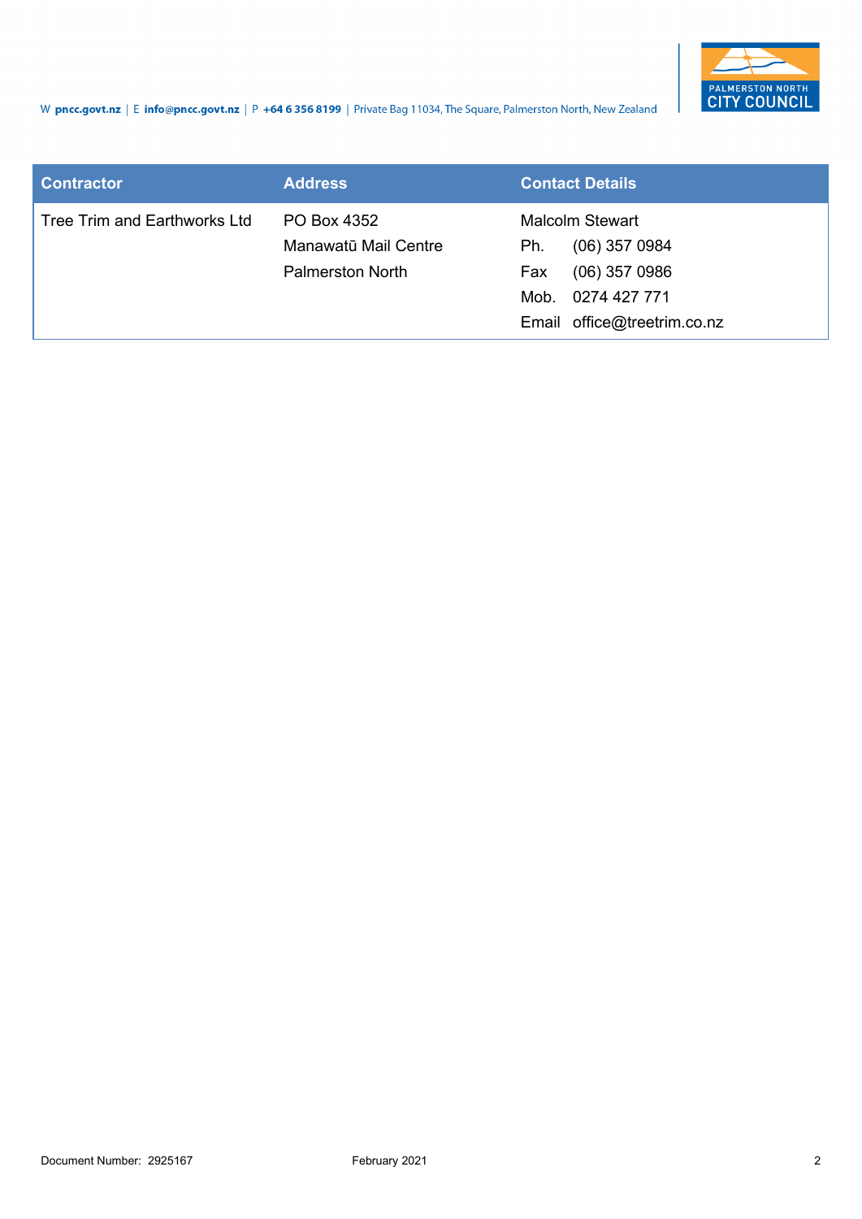| Contractor | Address | Contact Details |
|---|---|---|
| Tree Trim and Earthworks Ltd | PO Box 4352<br>Manawatū Mail Centre<br>Palmerston North | Malcolm Stewart<br>Ph. (06) 357 0984<br>Fax (06) 357 0986<br>Mob. 0274 427 771<br>Email office@treetrim.co.nz |